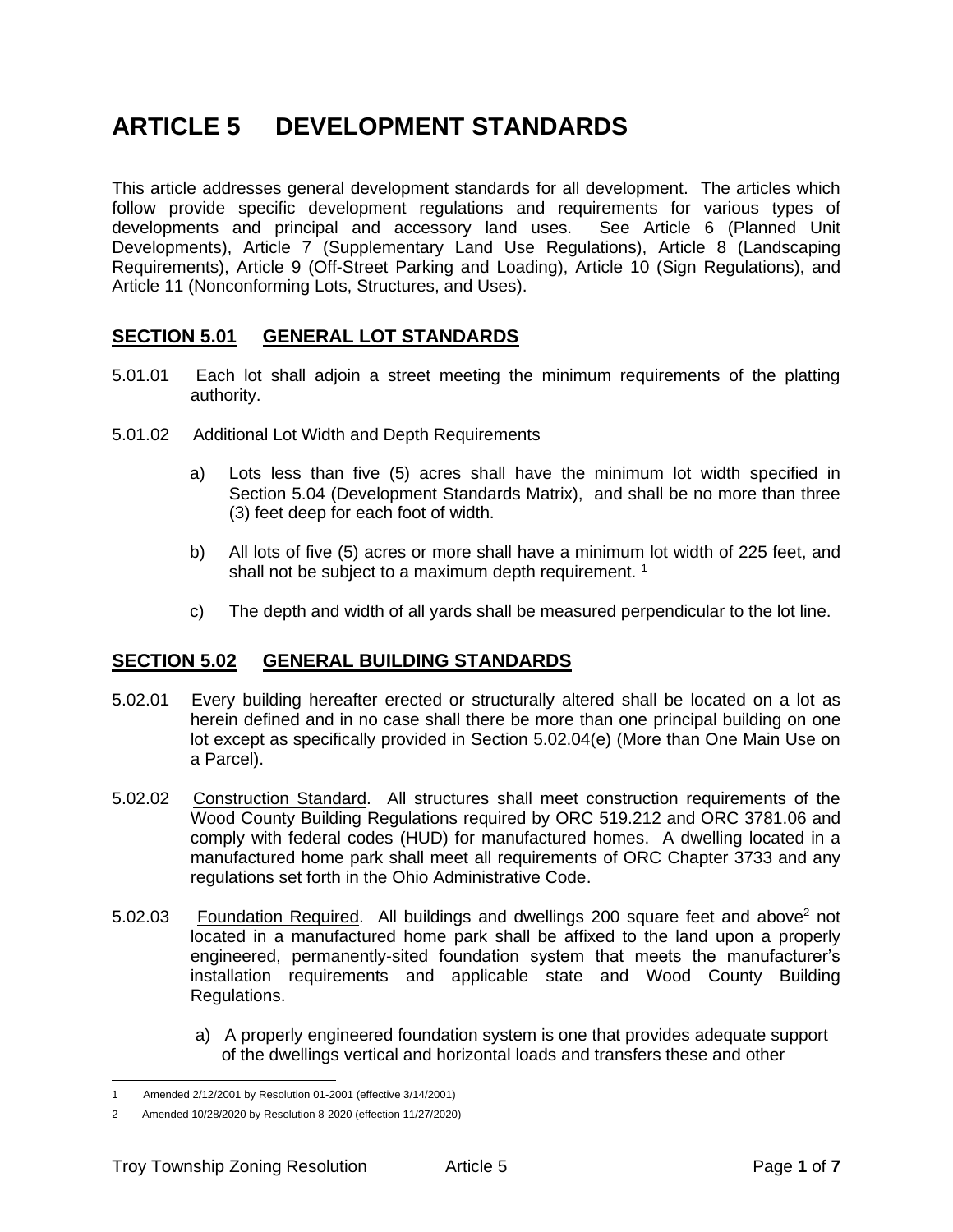# ARTICLE 5 DEVELOPMENT STANDARDS

This article addresses general development standards for all development. The articles which follow provide specific development regulations and requirements for various types of developments and principal and accessory land uses. See Article 6 (Planned Unit Developments), Article 7 (Supplementary Land Use Regulations), Article 8 (Landscaping Requirements), Article 9 (Off-Street Parking and Loading), Article 10 (Sign Regulations), and Article 11 (Nonconforming Lots, Structures, and Uses).

## SECTION 5.01 GENERAL LOT STANDARDS

5.01.01 Each lot shall adjoin a street meeting the minimum requirements of the platting authority.

5.01.02 Additional Lot Width and Depth Requirements

a) Lots less than five (5) acres shall have the minimum lot width specified in Section 5.04 (Development Standards Matrix), and shall be no more than three (3) feet deep for each foot of width.

b) All lots of five (5) acres or more shall have a minimum lot width of 225 feet, and shall not be subject to a maximum depth requirement. [1]

c) The depth and width of all yards shall be measured perpendicular to the lot line.

## SECTION 5.02 GENERAL BUILDING STANDARDS

5.02.01 Every building hereafter erected or structurally altered shall be located on a lot as herein defined and in no case shall there be more than one principal building on one lot except as specifically provided in Section 5.02.04(e) (More than One Main Use on a Parcel).

5.02.02 Construction Standard. All structures shall meet construction requirements of the Wood County Building Regulations required by ORC 519.212 and ORC 3781.06 and comply with federal codes (HUD) for manufactured homes. A dwelling located in a manufactured home park shall meet all requirements of ORC Chapter 3733 and any regulations set forth in the Ohio Administrative Code.

5.02.03 Foundation Required. All buildings and dwellings 200 square feet and above[2] not located in a manufactured home park shall be affixed to the land upon a properly engineered, permanently-sited foundation system that meets the manufacturer's installation requirements and applicable state and Wood County Building Regulations.

a) A properly engineered foundation system is one that provides adequate support of the dwellings vertical and horizontal loads and transfers these and other

---

1 Amended 2/12/2001 by Resolution 01-2001 (effective 3/14/2001)

2 Amended 10/28/2020 by Resolution 8-2020 (effection 11/27/2020)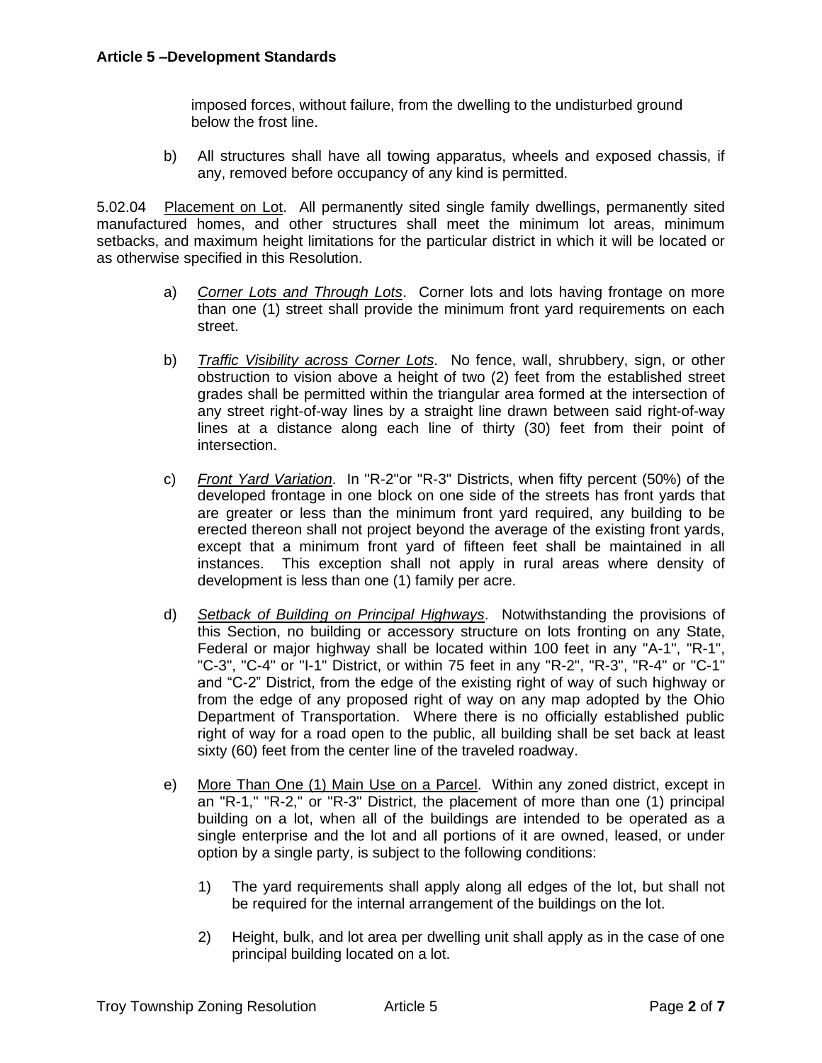imposed forces, without failure, from the dwelling to the undisturbed ground below the frost line.

b) All structures shall have all towing apparatus, wheels and exposed chassis, if any, removed before occupancy of any kind is permitted.

5.02.04 Placement on Lot. All permanently sited single family dwellings, permanently sited manufactured homes, and other structures shall meet the minimum lot areas, minimum setbacks, and maximum height limitations for the particular district in which it will be located or as otherwise specified in this Resolution.

a) *Corner Lots and Through Lots*. Corner lots and lots having frontage on more than one (1) street shall provide the minimum front yard requirements on each street.

b) *Traffic Visibility across Corner Lots*. No fence, wall, shrubbery, sign, or other obstruction to vision above a height of two (2) feet from the established street grades shall be permitted within the triangular area formed at the intersection of any street right-of-way lines by a straight line drawn between said right-of-way lines at a distance along each line of thirty (30) feet from their point of intersection.

c) *Front Yard Variation*. In "R-2"or "R-3" Districts, when fifty percent (50%) of the developed frontage in one block on one side of the streets has front yards that are greater or less than the minimum front yard required, any building to be erected thereon shall not project beyond the average of the existing front yards, except that a minimum front yard of fifteen feet shall be maintained in all instances. This exception shall not apply in rural areas where density of development is less than one (1) family per acre.

d) *Setback of Building on Principal Highways*. Notwithstanding the provisions of this Section, no building or accessory structure on lots fronting on any State, Federal or major highway shall be located within 100 feet in any "A-1", "R-1", "C-3", "C-4" or "I-1" District, or within 75 feet in any "R-2", "R-3", "R-4" or "C-1" and "C-2" District, from the edge of the existing right of way of such highway or from the edge of any proposed right of way on any map adopted by the Ohio Department of Transportation. Where there is no officially established public right of way for a road open to the public, all building shall be set back at least sixty (60) feet from the center line of the traveled roadway.

e) More Than One (1) Main Use on a Parcel. Within any zoned district, except in an "R-1," "R-2," or "R-3" District, the placement of more than one (1) principal building on a lot, when all of the buildings are intended to be operated as a single enterprise and the lot and all portions of it are owned, leased, or under option by a single party, is subject to the following conditions:

1) The yard requirements shall apply along all edges of the lot, but shall not be required for the internal arrangement of the buildings on the lot.

2) Height, bulk, and lot area per dwelling unit shall apply as in the case of one principal building located on a lot.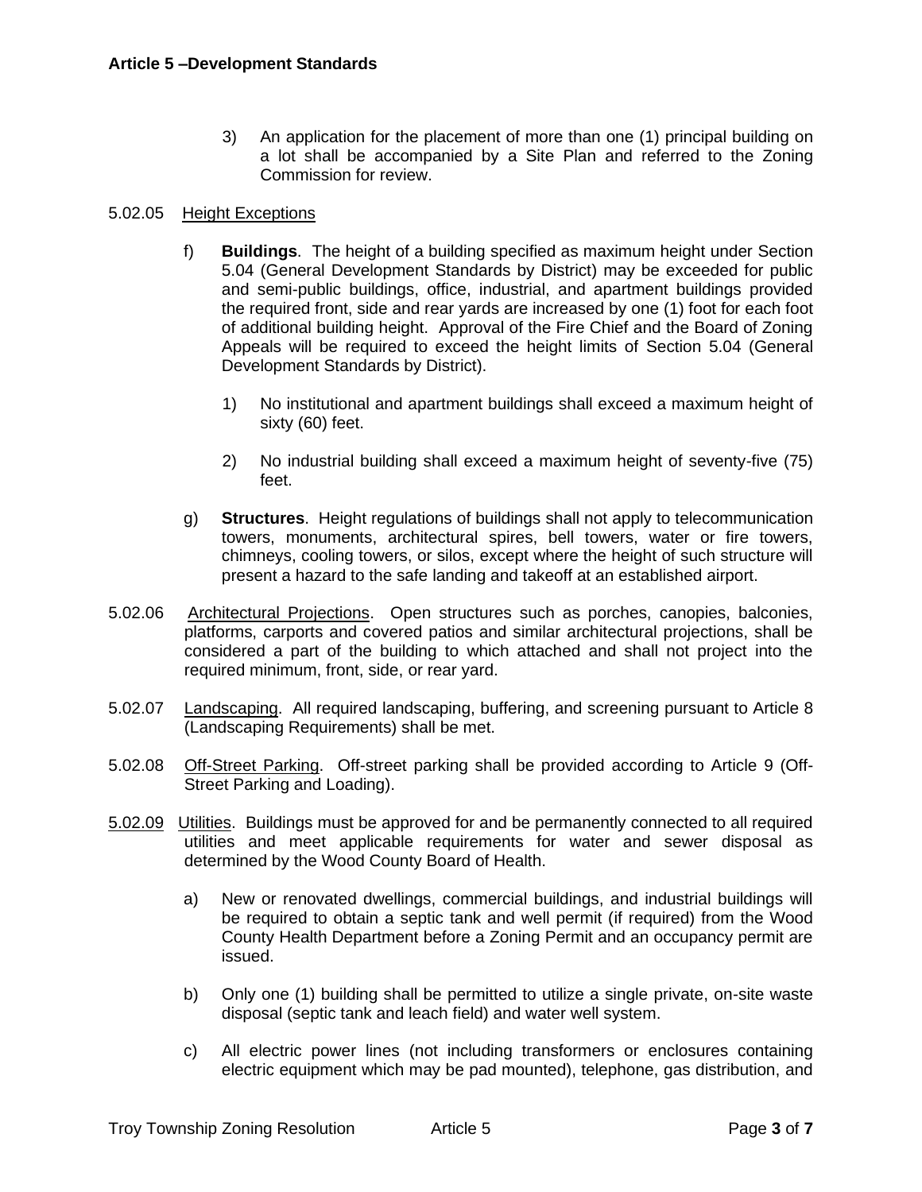3) An application for the placement of more than one (1) principal building on a lot shall be accompanied by a Site Plan and referred to the Zoning Commission for review.

5.02.05 Height Exceptions

f) **Buildings**. The height of a building specified as maximum height under Section 5.04 (General Development Standards by District) may be exceeded for public and semi-public buildings, office, industrial, and apartment buildings provided the required front, side and rear yards are increased by one (1) foot for each foot of additional building height. Approval of the Fire Chief and the Board of Zoning Appeals will be required to exceed the height limits of Section 5.04 (General Development Standards by District).

1) No institutional and apartment buildings shall exceed a maximum height of sixty (60) feet.

2) No industrial building shall exceed a maximum height of seventy-five (75) feet.

g) **Structures**. Height regulations of buildings shall not apply to telecommunication towers, monuments, architectural spires, bell towers, water or fire towers, chimneys, cooling towers, or silos, except where the height of such structure will present a hazard to the safe landing and takeoff at an established airport.

5.02.06 Architectural Projections. Open structures such as porches, canopies, balconies, platforms, carports and covered patios and similar architectural projections, shall be considered a part of the building to which attached and shall not project into the required minimum, front, side, or rear yard.

5.02.07 Landscaping. All required landscaping, buffering, and screening pursuant to Article 8 (Landscaping Requirements) shall be met.

5.02.08 Off-Street Parking. Off-street parking shall be provided according to Article 9 (Off-Street Parking and Loading).

5.02.09 Utilities. Buildings must be approved for and be permanently connected to all required utilities and meet applicable requirements for water and sewer disposal as determined by the Wood County Board of Health.

a) New or renovated dwellings, commercial buildings, and industrial buildings will be required to obtain a septic tank and well permit (if required) from the Wood County Health Department before a Zoning Permit and an occupancy permit are issued.

b) Only one (1) building shall be permitted to utilize a single private, on-site waste disposal (septic tank and leach field) and water well system.

c) All electric power lines (not including transformers or enclosures containing electric equipment which may be pad mounted), telephone, gas distribution, and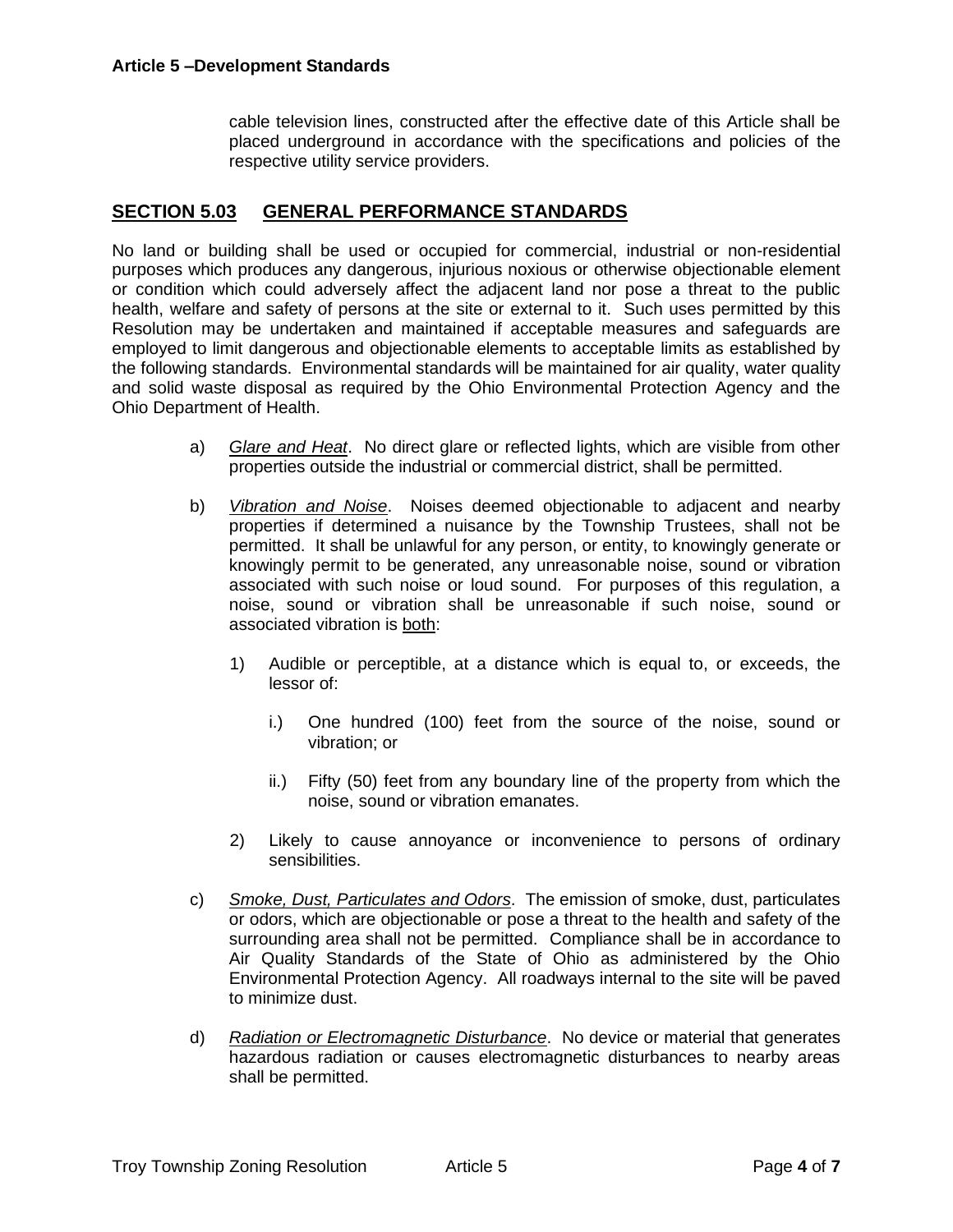cable television lines, constructed after the effective date of this Article shall be placed underground in accordance with the specifications and policies of the respective utility service providers.

## SECTION 5.03 GENERAL PERFORMANCE STANDARDS

No land or building shall be used or occupied for commercial, industrial or non-residential purposes which produces any dangerous, injurious noxious or otherwise objectionable element or condition which could adversely affect the adjacent land nor pose a threat to the public health, welfare and safety of persons at the site or external to it. Such uses permitted by this Resolution may be undertaken and maintained if acceptable measures and safeguards are employed to limit dangerous and objectionable elements to acceptable limits as established by the following standards. Environmental standards will be maintained for air quality, water quality and solid waste disposal as required by the Ohio Environmental Protection Agency and the Ohio Department of Health.

a) *Glare and Heat*. No direct glare or reflected lights, which are visible from other properties outside the industrial or commercial district, shall be permitted.

b) *Vibration and Noise*. Noises deemed objectionable to adjacent and nearby properties if determined a nuisance by the Township Trustees, shall not be permitted. It shall be unlawful for any person, or entity, to knowingly generate or knowingly permit to be generated, any unreasonable noise, sound or vibration associated with such noise or loud sound. For purposes of this regulation, a noise, sound or vibration shall be unreasonable if such noise, sound or associated vibration is both:

   1) Audible or perceptible, at a distance which is equal to, or exceeds, the lessor of:

      i.) One hundred (100) feet from the source of the noise, sound or vibration; or

      ii.) Fifty (50) feet from any boundary line of the property from which the noise, sound or vibration emanates.

   2) Likely to cause annoyance or inconvenience to persons of ordinary sensibilities.

c) *Smoke, Dust, Particulates and Odors*. The emission of smoke, dust, particulates or odors, which are objectionable or pose a threat to the health and safety of the surrounding area shall not be permitted. Compliance shall be in accordance to Air Quality Standards of the State of Ohio as administered by the Ohio Environmental Protection Agency. All roadways internal to the site will be paved to minimize dust.

d) *Radiation or Electromagnetic Disturbance*. No device or material that generates hazardous radiation or causes electromagnetic disturbances to nearby areas shall be permitted.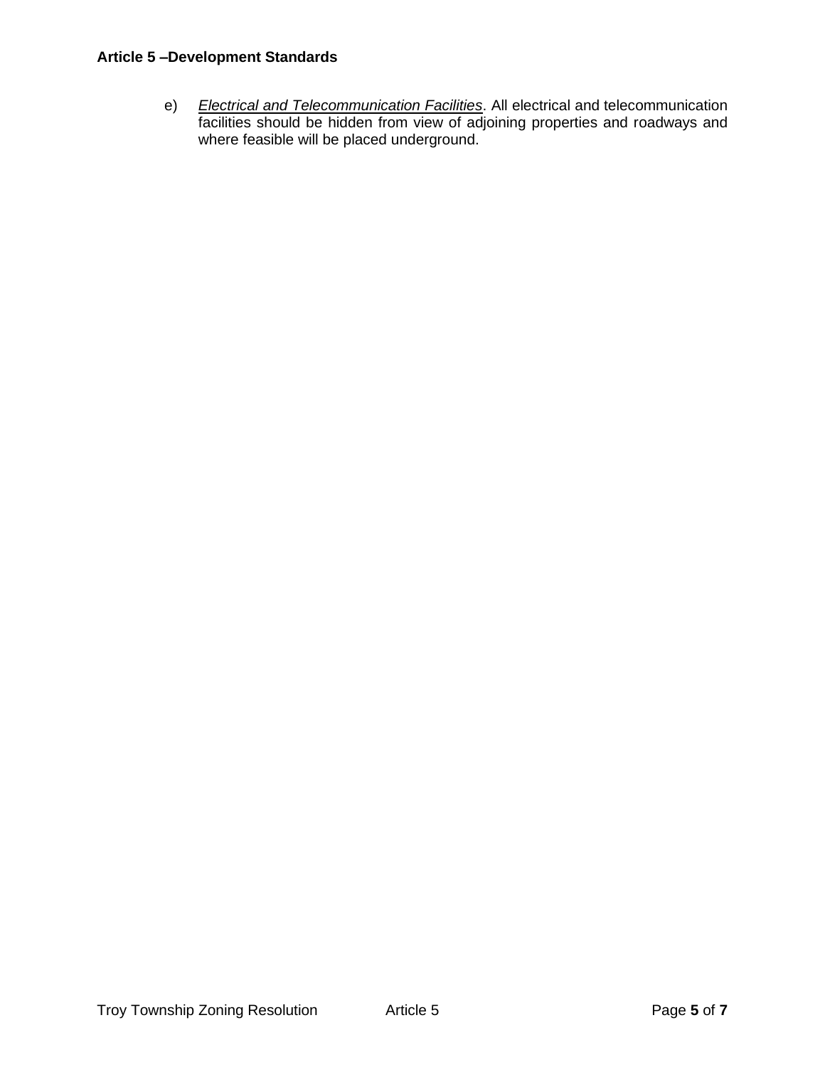e) *Electrical and Telecommunication Facilities*. All electrical and telecommunication facilities should be hidden from view of adjoining properties and roadways and where feasible will be placed underground.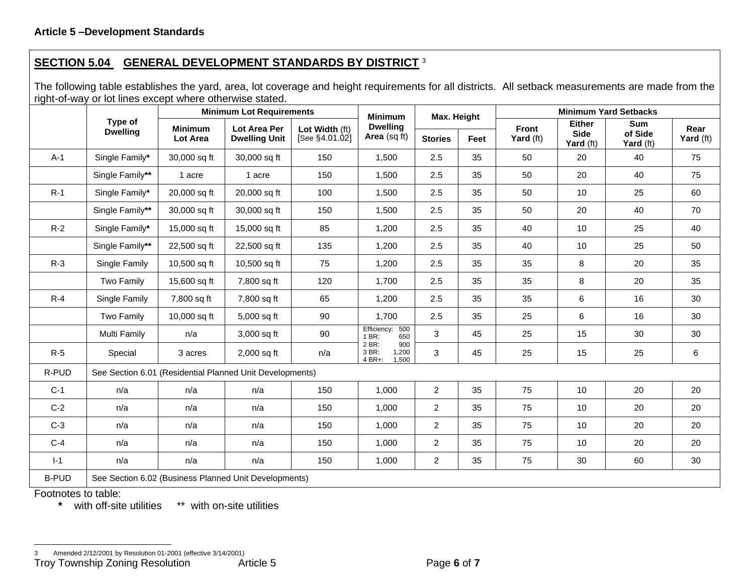**Article 5 –Development Standards**

## SECTION 5.04 GENERAL DEVELOPMENT STANDARDS BY DISTRICT [3]

The following table establishes the yard, area, lot coverage and height requirements for all districts. All setback measurements are made from the right-of-way or lot lines except where otherwise stated.

| | Type of Dwelling | Minimum Lot Requirements | | | Minimum Dwelling Area (sq ft) | Max. Height | | Minimum Yard Setbacks | | | |
|---|---|---|---|---|---|---|---|---|---|---|---|
| | | Minimum Lot Area | Lot Area Per Dwelling Unit | Lot Width (ft) [See §4.01.02] | | Stories | Feet | Front Yard (ft) | Either Side Yard (ft) | Sum of Side Yard (ft) | Rear Yard (ft) |
| A-1 | Single Family* | 30,000 sq ft | 30,000 sq ft | 150 | 1,500 | 2.5 | 35 | 50 | 20 | 40 | 75 |
| | Single Family** | 1 acre | 1 acre | 150 | 1,500 | 2.5 | 35 | 50 | 20 | 40 | 75 |
| R-1 | Single Family* | 20,000 sq ft | 20,000 sq ft | 100 | 1,500 | 2.5 | 35 | 50 | 10 | 25 | 60 |
| | Single Family** | 30,000 sq ft | 30,000 sq ft | 150 | 1,500 | 2.5 | 35 | 50 | 20 | 40 | 70 |
| R-2 | Single Family* | 15,000 sq ft | 15,000 sq ft | 85 | 1,200 | 2.5 | 35 | 40 | 10 | 25 | 40 |
| | Single Family** | 22,500 sq ft | 22,500 sq ft | 135 | 1,200 | 2.5 | 35 | 40 | 10 | 25 | 50 |
| R-3 | Single Family | 10,500 sq ft | 10,500 sq ft | 75 | 1,200 | 2.5 | 35 | 35 | 8 | 20 | 35 |
| | Two Family | 15,600 sq ft | 7,800 sq ft | 120 | 1,700 | 2.5 | 35 | 35 | 8 | 20 | 35 |
| R-4 | Single Family | 7,800 sq ft | 7,800 sq ft | 65 | 1,200 | 2.5 | 35 | 35 | 6 | 16 | 30 |
| | Two Family | 10,000 sq ft | 5,000 sq ft | 90 | 1,700 | 2.5 | 35 | 25 | 6 | 16 | 30 |
| | Multi Family | n/a | 3,000 sq ft | 90 | Efficiency: 500; 1 BR: 650; 2 BR: 900; 3 BR: 1,200; 4 BR+: 1,500 | 3 | 45 | 25 | 15 | 30 | 30 |
| R-5 | Special | 3 acres | 2,000 sq ft | n/a | | 3 | 45 | 25 | 15 | 25 | 6 |
| R-PUD | See Section 6.01 (Residential Planned Unit Developments) | | | | | | | | | | |
| C-1 | n/a | n/a | n/a | 150 | 1,000 | 2 | 35 | 75 | 10 | 20 | 20 |
| C-2 | n/a | n/a | n/a | 150 | 1,000 | 2 | 35 | 75 | 10 | 20 | 20 |
| C-3 | n/a | n/a | n/a | 150 | 1,000 | 2 | 35 | 75 | 10 | 20 | 20 |
| C-4 | n/a | n/a | n/a | 150 | 1,000 | 2 | 35 | 75 | 10 | 20 | 20 |
| I-1 | n/a | n/a | n/a | 150 | 1,000 | 2 | 35 | 75 | 30 | 60 | 30 |
| B-PUD | See Section 6.02 (Business Planned Unit Developments) | | | | | | | | | | |

Footnotes to table:

\* with off-site utilities ** with on-site utilities

[3] Amended 2/12/2001 by Resolution 01-2001 (effective 3/14/2001)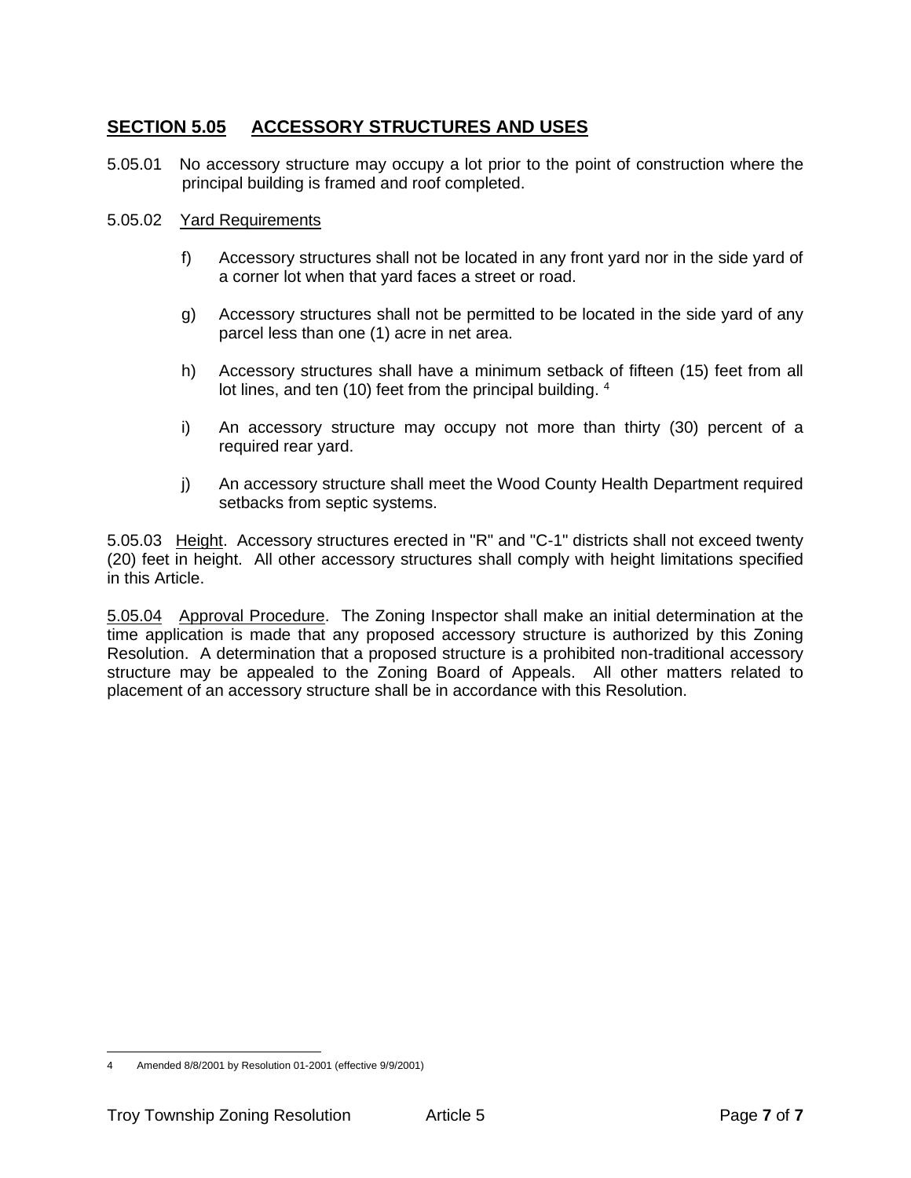## SECTION 5.05 ACCESSORY STRUCTURES AND USES

5.05.01 No accessory structure may occupy a lot prior to the point of construction where the principal building is framed and roof completed.

5.05.02 Yard Requirements

f) Accessory structures shall not be located in any front yard nor in the side yard of a corner lot when that yard faces a street or road.

g) Accessory structures shall not be permitted to be located in the side yard of any parcel less than one (1) acre in net area.

h) Accessory structures shall have a minimum setback of fifteen (15) feet from all lot lines, and ten (10) feet from the principal building. [4]

i) An accessory structure may occupy not more than thirty (30) percent of a required rear yard.

j) An accessory structure shall meet the Wood County Health Department required setbacks from septic systems.

5.05.03 Height. Accessory structures erected in "R" and "C-1" districts shall not exceed twenty (20) feet in height. All other accessory structures shall comply with height limitations specified in this Article.

5.05.04 Approval Procedure. The Zoning Inspector shall make an initial determination at the time application is made that any proposed accessory structure is authorized by this Zoning Resolution. A determination that a proposed structure is a prohibited non-traditional accessory structure may be appealed to the Zoning Board of Appeals. All other matters related to placement of an accessory structure shall be in accordance with this Resolution.

---

4 Amended 8/8/2001 by Resolution 01-2001 (effective 9/9/2001)